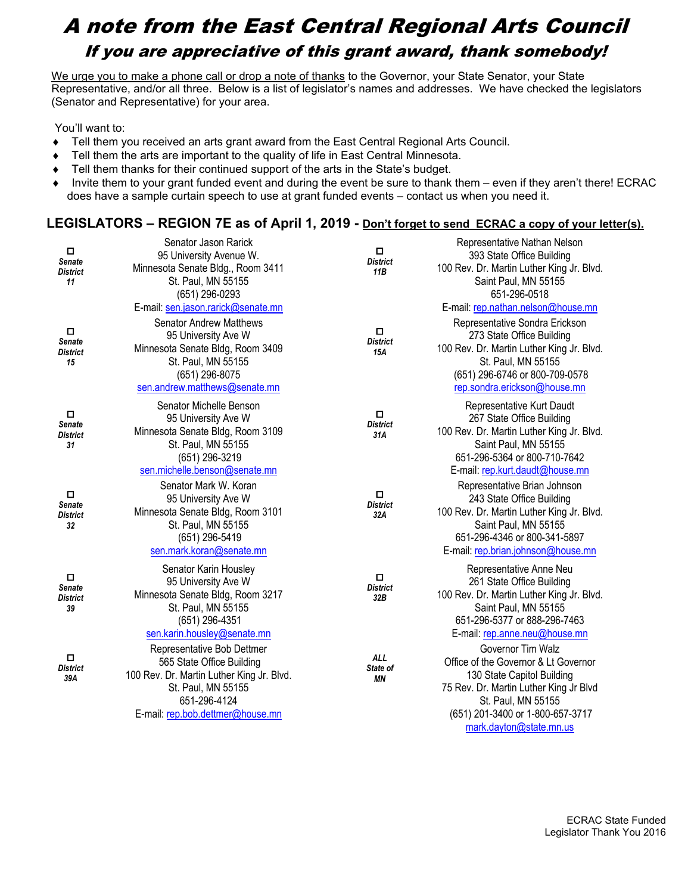# A note from the East Central Regional Arts Council

## If you are appreciative of this grant award, thank somebody!

We urge you to make a phone call or drop a note of thanks to the Governor, your State Senator, your State Representative, and/or all three. Below is a list of legislator's names and addresses. We have checked the legislators (Senator and Representative) for your area.

You'll want to:

- Tell them you received an arts grant award from the East Central Regional Arts Council.
- Tell them the arts are important to the quality of life in East Central Minnesota.
- Tell them thanks for their continued support of the arts in the State's budget.
- Invite them to your grant funded event and during the event be sure to thank them – even if they aren't there! ECRAC does have a sample curtain speech to use at grant funded events – contact us when you need it.

## LEGISLATORS – REGION 7E as of April 1, 2019 - Don't forget to send ECRAC a copy of your letter(s).

| District | Legislator | District | Legislator |
|---|---|---|---|
| ☐ Senate District 11 | Senator Jason Rarick<br>95 University Avenue W.<br>Minnesota Senate Bldg., Room 3411<br>St. Paul, MN 55155<br>(651) 296-0293<br>E-mail: sen.jason.rarick@senate.mn | ☐ District 11B | Representative Nathan Nelson<br>393 State Office Building<br>100 Rev. Dr. Martin Luther King Jr. Blvd.<br>Saint Paul, MN 55155<br>651-296-0518<br>E-mail: rep.nathan.nelson@house.mn |
| ☐ Senate District 15 | Senator Andrew Matthews<br>95 University Ave W<br>Minnesota Senate Bldg, Room 3409<br>St. Paul, MN 55155<br>(651) 296-8075<br>sen.andrew.matthews@senate.mn | ☐ District 15A | Representative Sondra Erickson<br>273 State Office Building<br>100 Rev. Dr. Martin Luther King Jr. Blvd.<br>St. Paul, MN 55155<br>(651) 296-6746 or 800-709-0578<br>rep.sondra.erickson@house.mn |
| ☐ Senate District 31 | Senator Michelle Benson<br>95 University Ave W<br>Minnesota Senate Bldg, Room 3109<br>St. Paul, MN 55155<br>(651) 296-3219<br>sen.michelle.benson@senate.mn | ☐ District 31A | Representative Kurt Daudt<br>267 State Office Building<br>100 Rev. Dr. Martin Luther King Jr. Blvd.<br>Saint Paul, MN 55155<br>651-296-5364 or 800-710-7642<br>E-mail: rep.kurt.daudt@house.mn |
| ☐ Senate District 32 | Senator Mark W. Koran<br>95 University Ave W<br>Minnesota Senate Bldg, Room 3101<br>St. Paul, MN 55155<br>(651) 296-5419<br>sen.mark.koran@senate.mn | ☐ District 32A | Representative Brian Johnson<br>243 State Office Building<br>100 Rev. Dr. Martin Luther King Jr. Blvd.<br>Saint Paul, MN 55155<br>651-296-4346 or 800-341-5897<br>E-mail: rep.brian.johnson@house.mn |
| ☐ Senate District 39 | Senator Karin Housley<br>95 University Ave W<br>Minnesota Senate Bldg, Room 3217<br>St. Paul, MN 55155<br>(651) 296-4351<br>sen.karin.housley@senate.mn | ☐ District 32B | Representative Anne Neu<br>261 State Office Building<br>100 Rev. Dr. Martin Luther King Jr. Blvd.<br>Saint Paul, MN 55155<br>651-296-5377 or 888-296-7463<br>E-mail: rep.anne.neu@house.mn |
| ☐ District 39A | Representative Bob Dettmer<br>565 State Office Building<br>100 Rev. Dr. Martin Luther King Jr. Blvd.<br>St. Paul, MN 55155<br>651-296-4124<br>E-mail: rep.bob.dettmer@house.mn | ALL State of MN | Governor Tim Walz<br>Office of the Governor & Lt Governor<br>130 State Capitol Building<br>75 Rev. Dr. Martin Luther King Jr Blvd<br>St. Paul, MN 55155<br>(651) 201-3400 or 1-800-657-3717<br>mark.dayton@state.mn.us |

ECRAC State Funded
Legislator Thank You 2016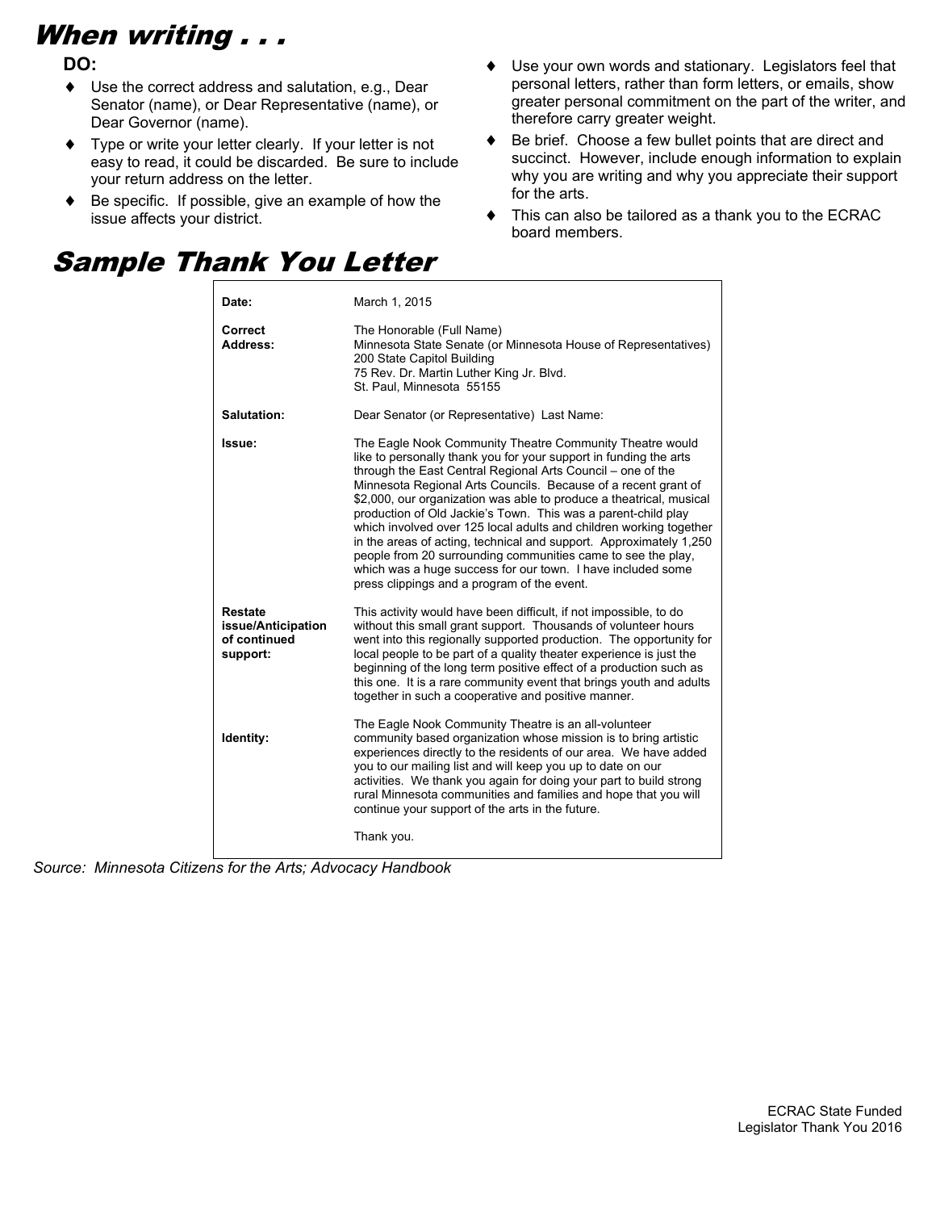# When writing . . .

**DO:**

- Use the correct address and salutation, e.g., Dear Senator (name), or Dear Representative (name), or Dear Governor (name).
- Type or write your letter clearly. If your letter is not easy to read, it could be discarded. Be sure to include your return address on the letter.
- Be specific. If possible, give an example of how the issue affects your district.
- Use your own words and stationary. Legislators feel that personal letters, rather than form letters, or emails, show greater personal commitment on the part of the writer, and therefore carry greater weight.
- Be brief. Choose a few bullet points that are direct and succinct. However, include enough information to explain why you are writing and why you appreciate their support for the arts.
- This can also be tailored as a thank you to the ECRAC board members.

# Sample Thank You Letter

| | |
|---|---|
| **Date:** | March 1, 2015 |
| **Correct Address:** | The Honorable (Full Name)<br>Minnesota State Senate (or Minnesota House of Representatives)<br>200 State Capitol Building<br>75 Rev. Dr. Martin Luther King Jr. Blvd.<br>St. Paul, Minnesota 55155 |
| **Salutation:** | Dear Senator (or Representative) Last Name: |
| **Issue:** | The Eagle Nook Community Theatre Community Theatre would like to personally thank you for your support in funding the arts through the East Central Regional Arts Council – one of the Minnesota Regional Arts Councils. Because of a recent grant of $2,000, our organization was able to produce a theatrical, musical production of Old Jackie's Town. This was a parent-child play which involved over 125 local adults and children working together in the areas of acting, technical and support. Approximately 1,250 people from 20 surrounding communities came to see the play, which was a huge success for our town. I have included some press clippings and a program of the event. |
| **Restate issue/Anticipation of continued support:** | This activity would have been difficult, if not impossible, to do without this small grant support. Thousands of volunteer hours went into this regionally supported production. The opportunity for local people to be part of a quality theater experience is just the beginning of the long term positive effect of a production such as this one. It is a rare community event that brings youth and adults together in such a cooperative and positive manner. |
| **Identity:** | The Eagle Nook Community Theatre is an all-volunteer community based organization whose mission is to bring artistic experiences directly to the residents of our area. We have added you to our mailing list and will keep you up to date on our activities. We thank you again for doing your part to build strong rural Minnesota communities and families and hope that you will continue your support of the arts in the future.<br><br>Thank you. |

*Source: Minnesota Citizens for the Arts; Advocacy Handbook*

ECRAC State Funded
Legislator Thank You 2016